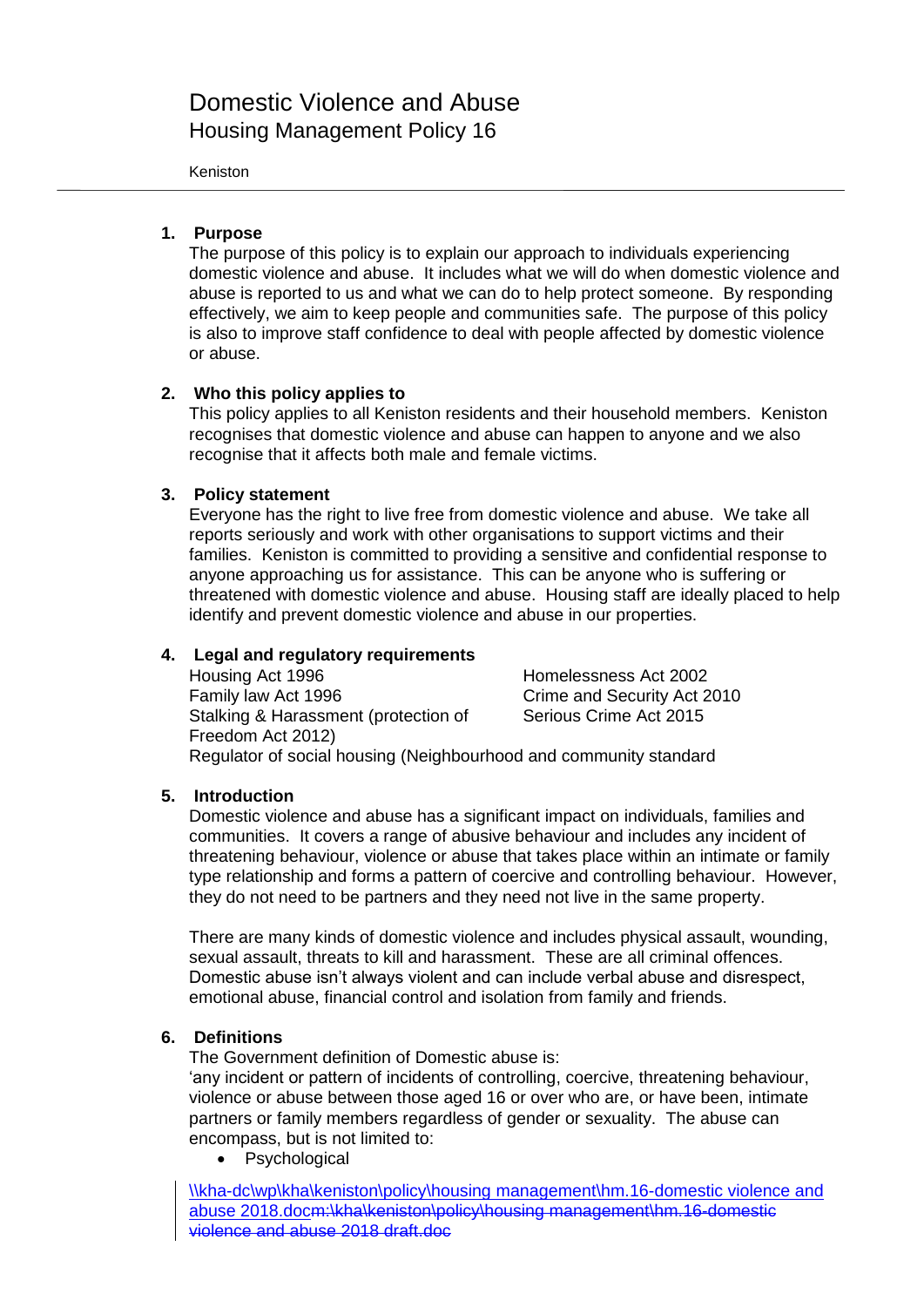# Domestic Violence and Abuse

## Housing Management Policy 16

Keniston

---

### 1. Purpose

The purpose of this policy is to explain our approach to individuals experiencing domestic violence and abuse. It includes what we will do when domestic violence and abuse is reported to us and what we can do to help protect someone. By responding effectively, we aim to keep people and communities safe. The purpose of this policy is also to improve staff confidence to deal with people affected by domestic violence or abuse.

### 2. Who this policy applies to

This policy applies to all Keniston residents and their household members. Keniston recognises that domestic violence and abuse can happen to anyone and we also recognise that it affects both male and female victims.

### 3. Policy statement

Everyone has the right to live free from domestic violence and abuse. We take all reports seriously and work with other organisations to support victims and their families. Keniston is committed to providing a sensitive and confidential response to anyone approaching us for assistance. This can be anyone who is suffering or threatened with domestic violence and abuse. Housing staff are ideally placed to help identify and prevent domestic violence and abuse in our properties.

### 4. Legal and regulatory requirements

Housing Act 1996
Family law Act 1996
Stalking & Harassment (protection of Freedom Act 2012)
Homelessness Act 2002
Crime and Security Act 2010
Serious Crime Act 2015
Regulator of social housing (Neighbourhood and community standard

### 5. Introduction

Domestic violence and abuse has a significant impact on individuals, families and communities. It covers a range of abusive behaviour and includes any incident of threatening behaviour, violence or abuse that takes place within an intimate or family type relationship and forms a pattern of coercive and controlling behaviour. However, they do not need to be partners and they need not live in the same property.

There are many kinds of domestic violence and includes physical assault, wounding, sexual assault, threats to kill and harassment. These are all criminal offences. Domestic abuse isn't always violent and can include verbal abuse and disrespect, emotional abuse, financial control and isolation from family and friends.

### 6. Definitions

The Government definition of Domestic abuse is:

'any incident or pattern of incidents of controlling, coercive, threatening behaviour, violence or abuse between those aged 16 or over who are, or have been, intimate partners or family members regardless of gender or sexuality. The abuse can encompass, but is not limited to:

- Psychological

\\kha-dc\wp\kha\keniston\policy\housing management\hm.16-domestic violence and abuse 2018.doc~~m:\kha\keniston\policy\housing management\hm.16-domestic violence and abuse 2018 draft.doc~~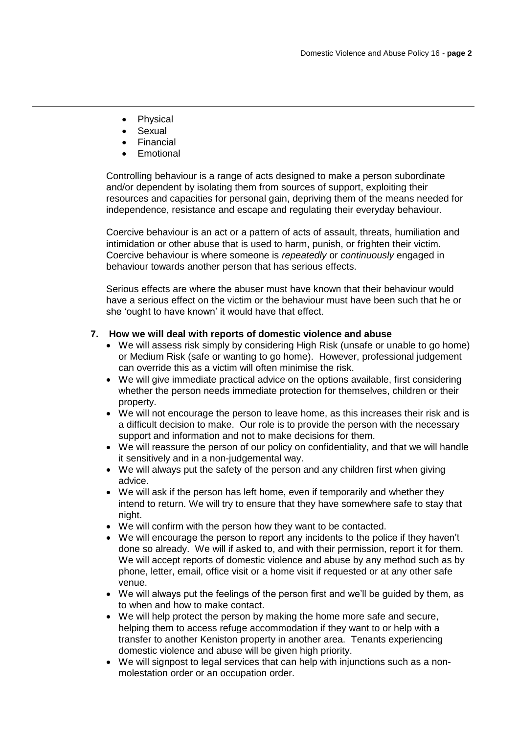- Physical
- Sexual
- Financial
- Emotional

Controlling behaviour is a range of acts designed to make a person subordinate and/or dependent by isolating them from sources of support, exploiting their resources and capacities for personal gain, depriving them of the means needed for independence, resistance and escape and regulating their everyday behaviour.

Coercive behaviour is an act or a pattern of acts of assault, threats, humiliation and intimidation or other abuse that is used to harm, punish, or frighten their victim. Coercive behaviour is where someone is *repeatedly* or *continuously* engaged in behaviour towards another person that has serious effects.

Serious effects are where the abuser must have known that their behaviour would have a serious effect on the victim or the behaviour must have been such that he or she 'ought to have known' it would have that effect.

## 7. How we will deal with reports of domestic violence and abuse

- We will assess risk simply by considering High Risk (unsafe or unable to go home) or Medium Risk (safe or wanting to go home). However, professional judgement can override this as a victim will often minimise the risk.
- We will give immediate practical advice on the options available, first considering whether the person needs immediate protection for themselves, children or their property.
- We will not encourage the person to leave home, as this increases their risk and is a difficult decision to make. Our role is to provide the person with the necessary support and information and not to make decisions for them.
- We will reassure the person of our policy on confidentiality, and that we will handle it sensitively and in a non-judgemental way.
- We will always put the safety of the person and any children first when giving advice.
- We will ask if the person has left home, even if temporarily and whether they intend to return. We will try to ensure that they have somewhere safe to stay that night.
- We will confirm with the person how they want to be contacted.
- We will encourage the person to report any incidents to the police if they haven't done so already. We will if asked to, and with their permission, report it for them. We will accept reports of domestic violence and abuse by any method such as by phone, letter, email, office visit or a home visit if requested or at any other safe venue.
- We will always put the feelings of the person first and we'll be guided by them, as to when and how to make contact.
- We will help protect the person by making the home more safe and secure, helping them to access refuge accommodation if they want to or help with a transfer to another Keniston property in another area. Tenants experiencing domestic violence and abuse will be given high priority.
- We will signpost to legal services that can help with injunctions such as a non-molestation order or an occupation order.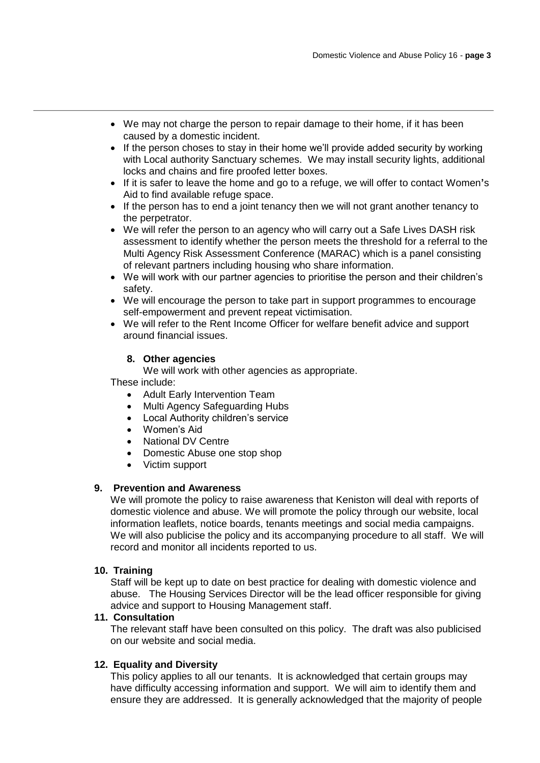- We may not charge the person to repair damage to their home, if it has been caused by a domestic incident.
- If the person choses to stay in their home we'll provide added security by working with Local authority Sanctuary schemes. We may install security lights, additional locks and chains and fire proofed letter boxes.
- If it is safer to leave the home and go to a refuge, we will offer to contact Women's Aid to find available refuge space.
- If the person has to end a joint tenancy then we will not grant another tenancy to the perpetrator.
- We will refer the person to an agency who will carry out a Safe Lives DASH risk assessment to identify whether the person meets the threshold for a referral to the Multi Agency Risk Assessment Conference (MARAC) which is a panel consisting of relevant partners including housing who share information.
- We will work with our partner agencies to prioritise the person and their children's safety.
- We will encourage the person to take part in support programmes to encourage self-empowerment and prevent repeat victimisation.
- We will refer to the Rent Income Officer for welfare benefit advice and support around financial issues.

### 8. Other agencies

We will work with other agencies as appropriate.

These include:

- Adult Early Intervention Team
- Multi Agency Safeguarding Hubs
- Local Authority children's service
- Women's Aid
- National DV Centre
- Domestic Abuse one stop shop
- Victim support

### 9. Prevention and Awareness

We will promote the policy to raise awareness that Keniston will deal with reports of domestic violence and abuse. We will promote the policy through our website, local information leaflets, notice boards, tenants meetings and social media campaigns. We will also publicise the policy and its accompanying procedure to all staff. We will record and monitor all incidents reported to us.

### 10. Training

Staff will be kept up to date on best practice for dealing with domestic violence and abuse. The Housing Services Director will be the lead officer responsible for giving advice and support to Housing Management staff.

### 11. Consultation

The relevant staff have been consulted on this policy. The draft was also publicised on our website and social media.

### 12. Equality and Diversity

This policy applies to all our tenants. It is acknowledged that certain groups may have difficulty accessing information and support. We will aim to identify them and ensure they are addressed. It is generally acknowledged that the majority of people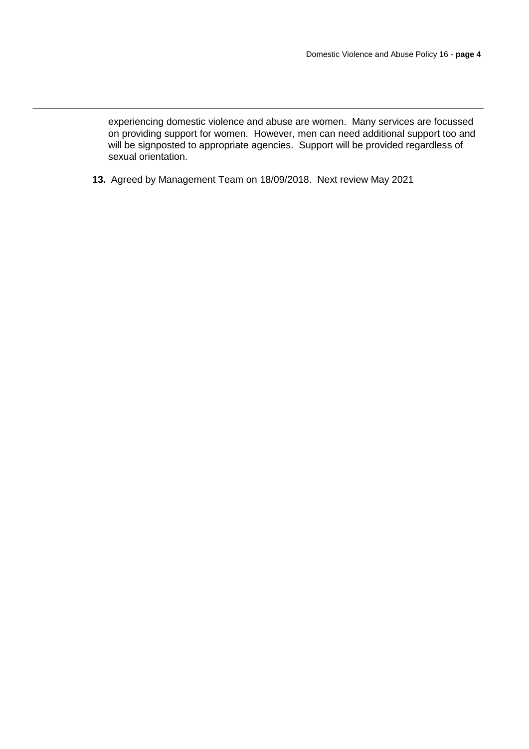experiencing domestic violence and abuse are women. Many services are focussed on providing support for women. However, men can need additional support too and will be signposted to appropriate agencies. Support will be provided regardless of sexual orientation.

**13.** Agreed by Management Team on 18/09/2018. Next review May 2021